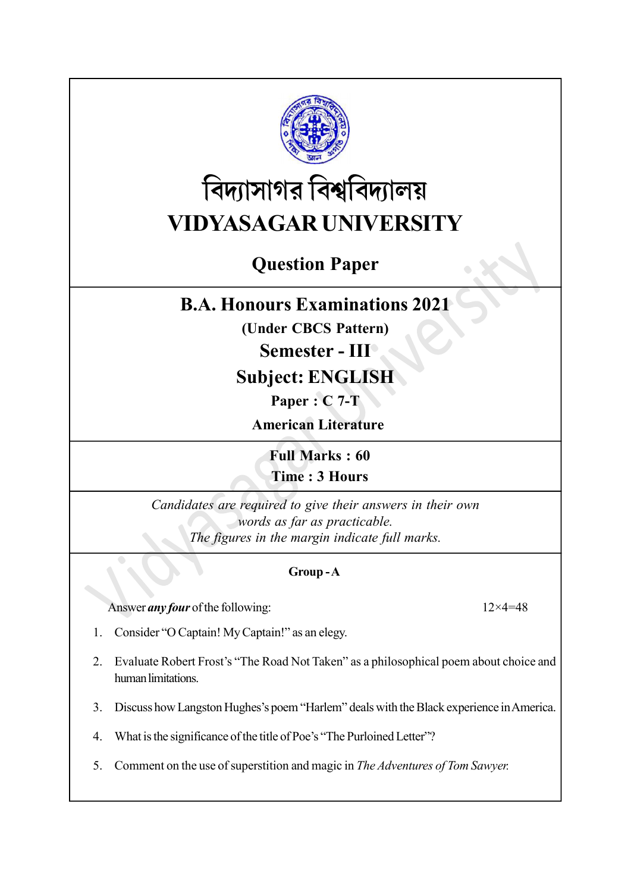# বিদ্যাসাগর বিশ্ববিদ্যালয়

# VIDYASAGAR UNIVERSITY

## Question Paper

## B.A. Honours Examinations 2021

**(Under CBCS Pattern)**

**Semester - III**

**Subject: ENGLISH**

**Paper : C 7-T**

**American Literature**

**Full Marks : 60**

**Time : 3 Hours**

*Candidates are required to give their answers in their own words as far as practicable.*
*The figures in the margin indicate full marks.*

### Group - A

Answer ***any four*** of the following: 12×4=48

1. Consider "O Captain! My Captain!" as an elegy.

2. Evaluate Robert Frost's "The Road Not Taken" as a philosophical poem about choice and human limitations.

3. Discuss how Langston Hughes's poem "Harlem" deals with the Black experience in America.

4. What is the significance of the title of Poe's "The Purloined Letter"?

5. Comment on the use of superstition and magic in *The Adventures of Tom Sawyer.*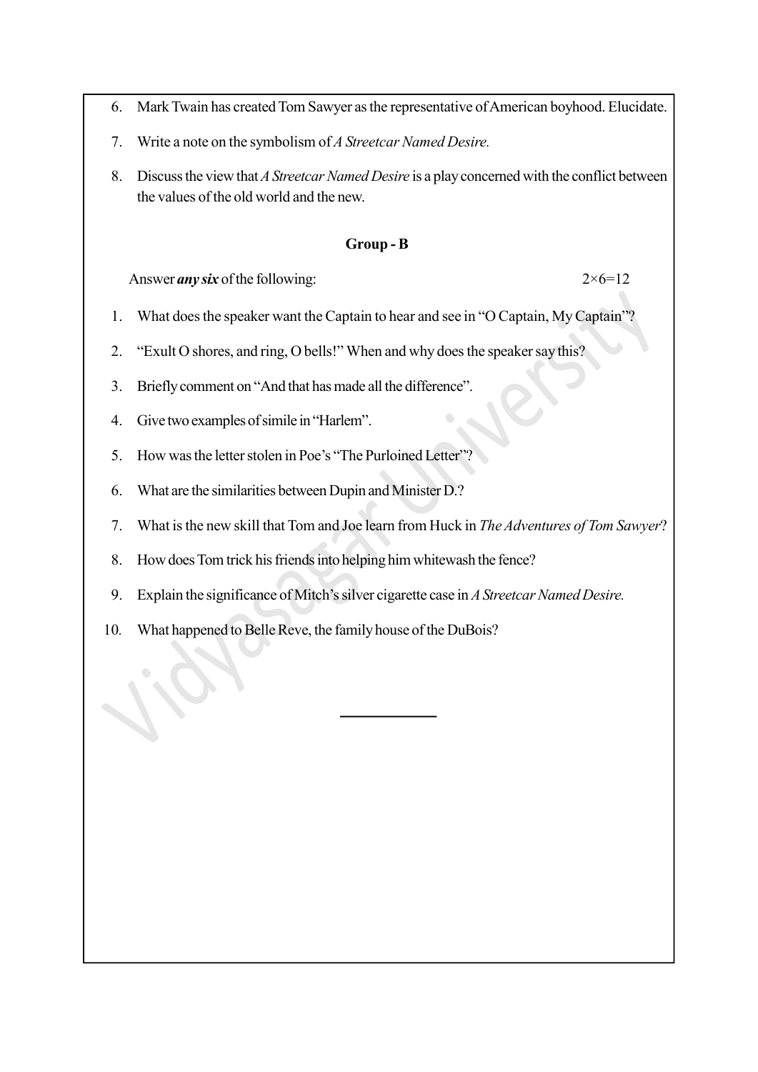6. Mark Twain has created Tom Sawyer as the representative of American boyhood. Elucidate.

7. Write a note on the symbolism of *A Streetcar Named Desire.*

8. Discuss the view that *A Streetcar Named Desire* is a play concerned with the conflict between the values of the old world and the new.

### Group - B

Answer ***any six*** of the following: $2 \times 6 = 12$

1. What does the speaker want the Captain to hear and see in "O Captain, My Captain"?

2. "Exult O shores, and ring, O bells!" When and why does the speaker say this?

3. Briefly comment on "And that has made all the difference".

4. Give two examples of simile in "Harlem".

5. How was the letter stolen in Poe's "The Purloined Letter"?

6. What are the similarities between Dupin and Minister D.?

7. What is the new skill that Tom and Joe learn from Huck in *The Adventures of Tom Sawyer*?

8. How does Tom trick his friends into helping him whitewash the fence?

9. Explain the significance of Mitch's silver cigarette case in *A Streetcar Named Desire.*

10. What happened to Belle Reve, the family house of the DuBois?